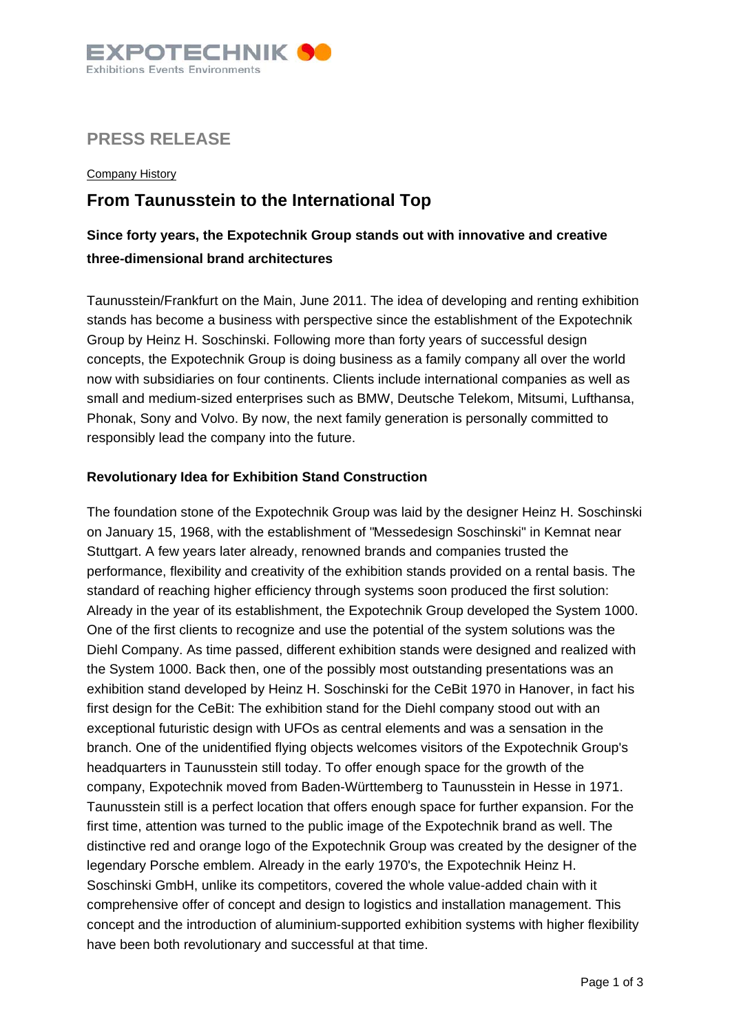EXPOTECHNIK

Exhibitions Events Environments

# PRESS RELEASE

Company History

## From Taunusstein to the International Top

**Since forty years, the Expotechnik Group stands out with innovative and creative three-dimensional brand architectures**

Taunusstein/Frankfurt on the Main, June 2011. The idea of developing and renting exhibition stands has become a business with perspective since the establishment of the Expotechnik Group by Heinz H. Soschinski. Following more than forty years of successful design concepts, the Expotechnik Group is doing business as a family company all over the world now with subsidiaries on four continents. Clients include international companies as well as small and medium-sized enterprises such as BMW, Deutsche Telekom, Mitsumi, Lufthansa, Phonak, Sony and Volvo. By now, the next family generation is personally committed to responsibly lead the company into the future.

### Revolutionary Idea for Exhibition Stand Construction

The foundation stone of the Expotechnik Group was laid by the designer Heinz H. Soschinski on January 15, 1968, with the establishment of "Messedesign Soschinski" in Kemnat near Stuttgart. A few years later already, renowned brands and companies trusted the performance, flexibility and creativity of the exhibition stands provided on a rental basis. The standard of reaching higher efficiency through systems soon produced the first solution: Already in the year of its establishment, the Expotechnik Group developed the System 1000. One of the first clients to recognize and use the potential of the system solutions was the Diehl Company. As time passed, different exhibition stands were designed and realized with the System 1000. Back then, one of the possibly most outstanding presentations was an exhibition stand developed by Heinz H. Soschinski for the CeBit 1970 in Hanover, in fact his first design for the CeBit: The exhibition stand for the Diehl company stood out with an exceptional futuristic design with UFOs as central elements and was a sensation in the branch. One of the unidentified flying objects welcomes visitors of the Expotechnik Group's headquarters in Taunusstein still today. To offer enough space for the growth of the company, Expotechnik moved from Baden-Württemberg to Taunusstein in Hesse in 1971. Taunusstein still is a perfect location that offers enough space for further expansion. For the first time, attention was turned to the public image of the Expotechnik brand as well. The distinctive red and orange logo of the Expotechnik Group was created by the designer of the legendary Porsche emblem. Already in the early 1970's, the Expotechnik Heinz H. Soschinski GmbH, unlike its competitors, covered the whole value-added chain with it comprehensive offer of concept and design to logistics and installation management. This concept and the introduction of aluminium-supported exhibition systems with higher flexibility have been both revolutionary and successful at that time.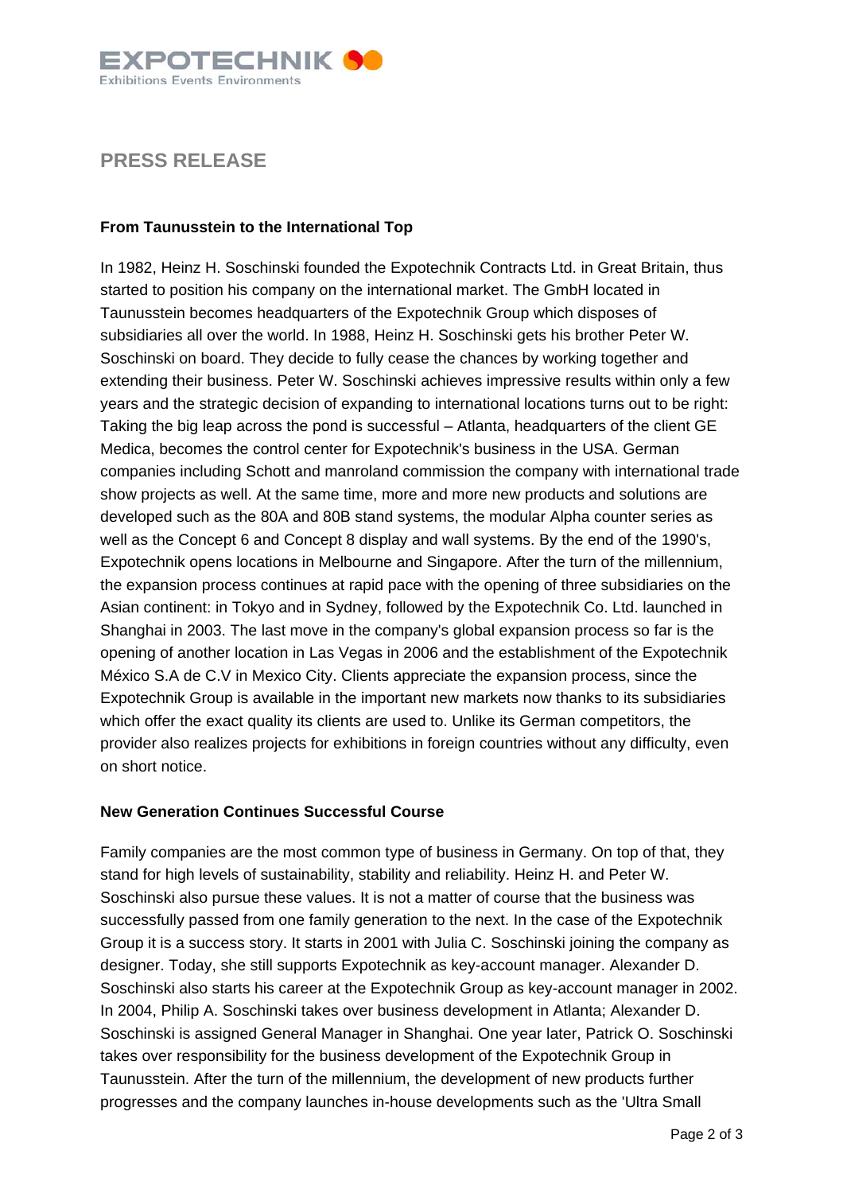## PRESS RELEASE

**From Taunusstein to the International Top**

In 1982, Heinz H. Soschinski founded the Expotechnik Contracts Ltd. in Great Britain, thus started to position his company on the international market. The GmbH located in Taunusstein becomes headquarters of the Expotechnik Group which disposes of subsidiaries all over the world. In 1988, Heinz H. Soschinski gets his brother Peter W. Soschinski on board. They decide to fully cease the chances by working together and extending their business. Peter W. Soschinski achieves impressive results within only a few years and the strategic decision of expanding to international locations turns out to be right: Taking the big leap across the pond is successful – Atlanta, headquarters of the client GE Medica, becomes the control center for Expotechnik's business in the USA. German companies including Schott and manroland commission the company with international trade show projects as well. At the same time, more and more new products and solutions are developed such as the 80A and 80B stand systems, the modular Alpha counter series as well as the Concept 6 and Concept 8 display and wall systems. By the end of the 1990's, Expotechnik opens locations in Melbourne and Singapore. After the turn of the millennium, the expansion process continues at rapid pace with the opening of three subsidiaries on the Asian continent: in Tokyo and in Sydney, followed by the Expotechnik Co. Ltd. launched in Shanghai in 2003. The last move in the company's global expansion process so far is the opening of another location in Las Vegas in 2006 and the establishment of the Expotechnik México S.A de C.V in Mexico City. Clients appreciate the expansion process, since the Expotechnik Group is available in the important new markets now thanks to its subsidiaries which offer the exact quality its clients are used to. Unlike its German competitors, the provider also realizes projects for exhibitions in foreign countries without any difficulty, even on short notice.

**New Generation Continues Successful Course**

Family companies are the most common type of business in Germany. On top of that, they stand for high levels of sustainability, stability and reliability. Heinz H. and Peter W. Soschinski also pursue these values. It is not a matter of course that the business was successfully passed from one family generation to the next. In the case of the Expotechnik Group it is a success story. It starts in 2001 with Julia C. Soschinski joining the company as designer. Today, she still supports Expotechnik as key-account manager. Alexander D. Soschinski also starts his career at the Expotechnik Group as key-account manager in 2002. In 2004, Philip A. Soschinski takes over business development in Atlanta; Alexander D. Soschinski is assigned General Manager in Shanghai. One year later, Patrick O. Soschinski takes over responsibility for the business development of the Expotechnik Group in Taunusstein. After the turn of the millennium, the development of new products further progresses and the company launches in-house developments such as the 'Ultra Small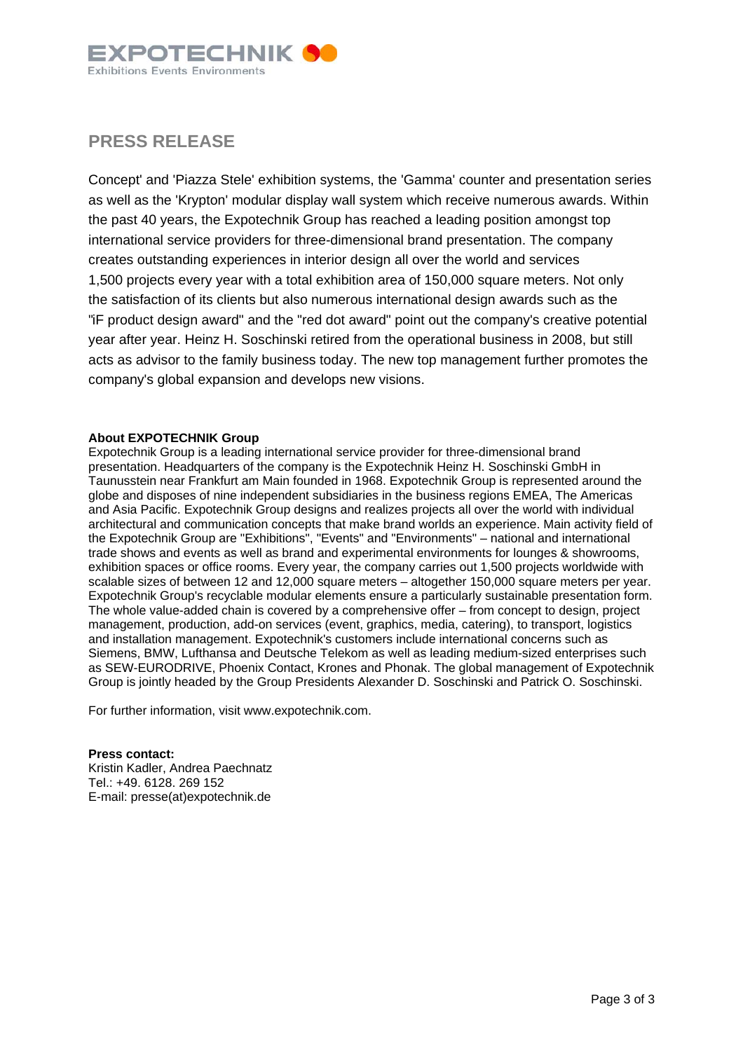## PRESS RELEASE

Concept' and 'Piazza Stele' exhibition systems, the 'Gamma' counter and presentation series as well as the 'Krypton' modular display wall system which receive numerous awards. Within the past 40 years, the Expotechnik Group has reached a leading position amongst top international service providers for three-dimensional brand presentation. The company creates outstanding experiences in interior design all over the world and services 1,500 projects every year with a total exhibition area of 150,000 square meters. Not only the satisfaction of its clients but also numerous international design awards such as the "iF product design award" and the "red dot award" point out the company's creative potential year after year. Heinz H. Soschinski retired from the operational business in 2008, but still acts as advisor to the family business today. The new top management further promotes the company's global expansion and develops new visions.

**About EXPOTECHNIK Group**
Expotechnik Group is a leading international service provider for three-dimensional brand presentation. Headquarters of the company is the Expotechnik Heinz H. Soschinski GmbH in Taunusstein near Frankfurt am Main founded in 1968. Expotechnik Group is represented around the globe and disposes of nine independent subsidiaries in the business regions EMEA, The Americas and Asia Pacific. Expotechnik Group designs and realizes projects all over the world with individual architectural and communication concepts that make brand worlds an experience. Main activity field of the Expotechnik Group are "Exhibitions", "Events" and "Environments" – national and international trade shows and events as well as brand and experimental environments for lounges & showrooms, exhibition spaces or office rooms. Every year, the company carries out 1,500 projects worldwide with scalable sizes of between 12 and 12,000 square meters – altogether 150,000 square meters per year. Expotechnik Group's recyclable modular elements ensure a particularly sustainable presentation form. The whole value-added chain is covered by a comprehensive offer – from concept to design, project management, production, add-on services (event, graphics, media, catering), to transport, logistics and installation management. Expotechnik's customers include international concerns such as Siemens, BMW, Lufthansa and Deutsche Telekom as well as leading medium-sized enterprises such as SEW-EURODRIVE, Phoenix Contact, Krones and Phonak. The global management of Expotechnik Group is jointly headed by the Group Presidents Alexander D. Soschinski and Patrick O. Soschinski.

For further information, visit www.expotechnik.com.

**Press contact:**
Kristin Kadler, Andrea Paechnatz
Tel.: +49. 6128. 269 152
E-mail: presse(at)expotechnik.de